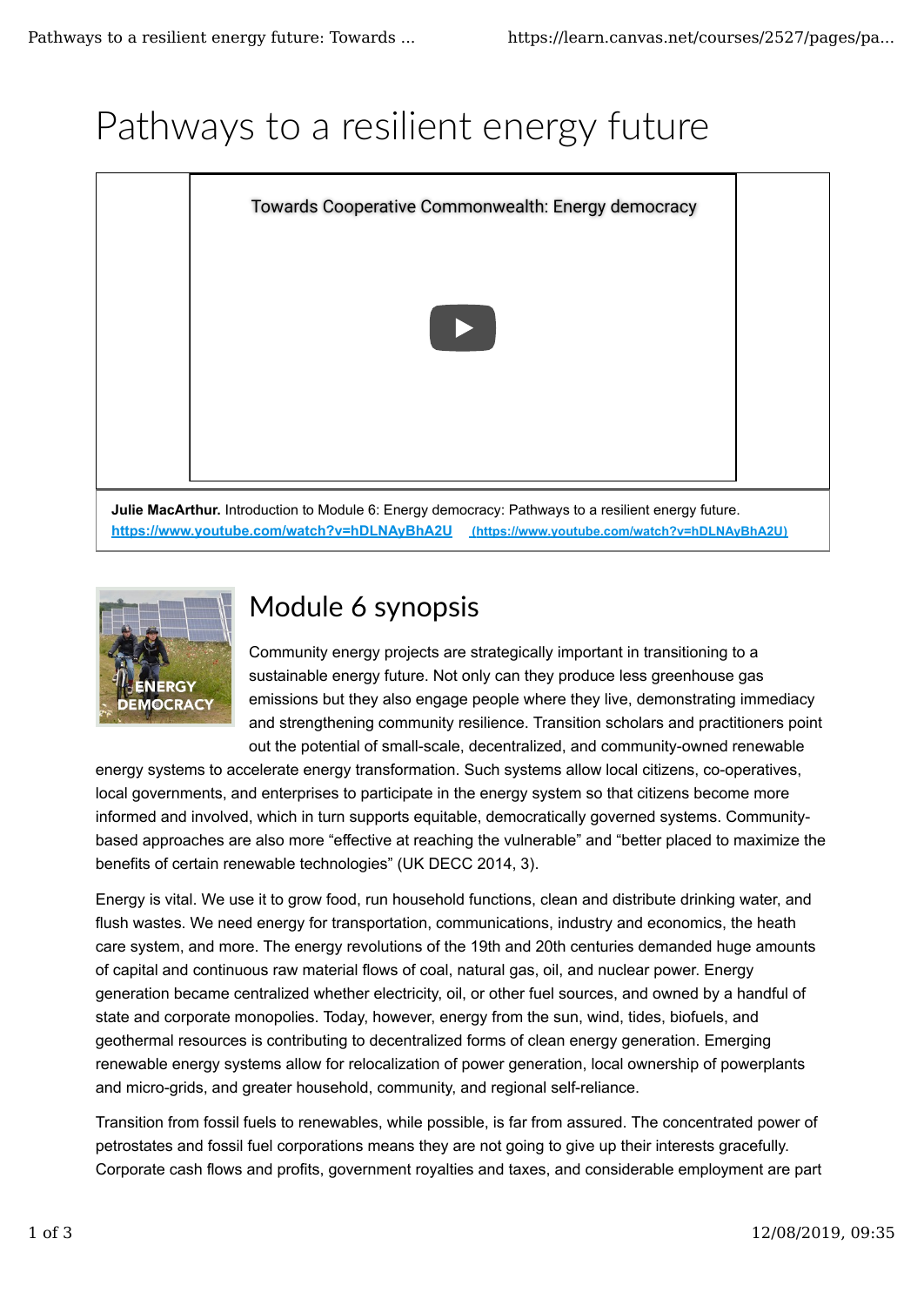# Pathways to a resilient energy future

Towards Cooperative Commonwealth: Energy democracy

**Julie MacArthur.** Introduction to Module 6: Energy democracy: Pathways to a resilient energy future. https://www.youtube.com/watch?v=hDLNAyBhA2U (https://www.youtube.com/watch?v=hDLNAyBhA2U)

## Module 6 synopsis

Community energy projects are strategically important in transitioning to a sustainable energy future. Not only can they produce less greenhouse gas emissions but they also engage people where they live, demonstrating immediacy and strengthening community resilience. Transition scholars and practitioners point out the potential of small-scale, decentralized, and community-owned renewable energy systems to accelerate energy transformation. Such systems allow local citizens, co-operatives, local governments, and enterprises to participate in the energy system so that citizens become more informed and involved, which in turn supports equitable, democratically governed systems. Community-based approaches are also more "effective at reaching the vulnerable" and "better placed to maximize the benefits of certain renewable technologies" (UK DECC 2014, 3).

Energy is vital. We use it to grow food, run household functions, clean and distribute drinking water, and flush wastes. We need energy for transportation, communications, industry and economics, the heath care system, and more. The energy revolutions of the 19th and 20th centuries demanded huge amounts of capital and continuous raw material flows of coal, natural gas, oil, and nuclear power. Energy generation became centralized whether electricity, oil, or other fuel sources, and owned by a handful of state and corporate monopolies. Today, however, energy from the sun, wind, tides, biofuels, and geothermal resources is contributing to decentralized forms of clean energy generation. Emerging renewable energy systems allow for relocalization of power generation, local ownership of powerplants and micro-grids, and greater household, community, and regional self-reliance.

Transition from fossil fuels to renewables, while possible, is far from assured. The concentrated power of petrostates and fossil fuel corporations means they are not going to give up their interests gracefully. Corporate cash flows and profits, government royalties and taxes, and considerable employment are part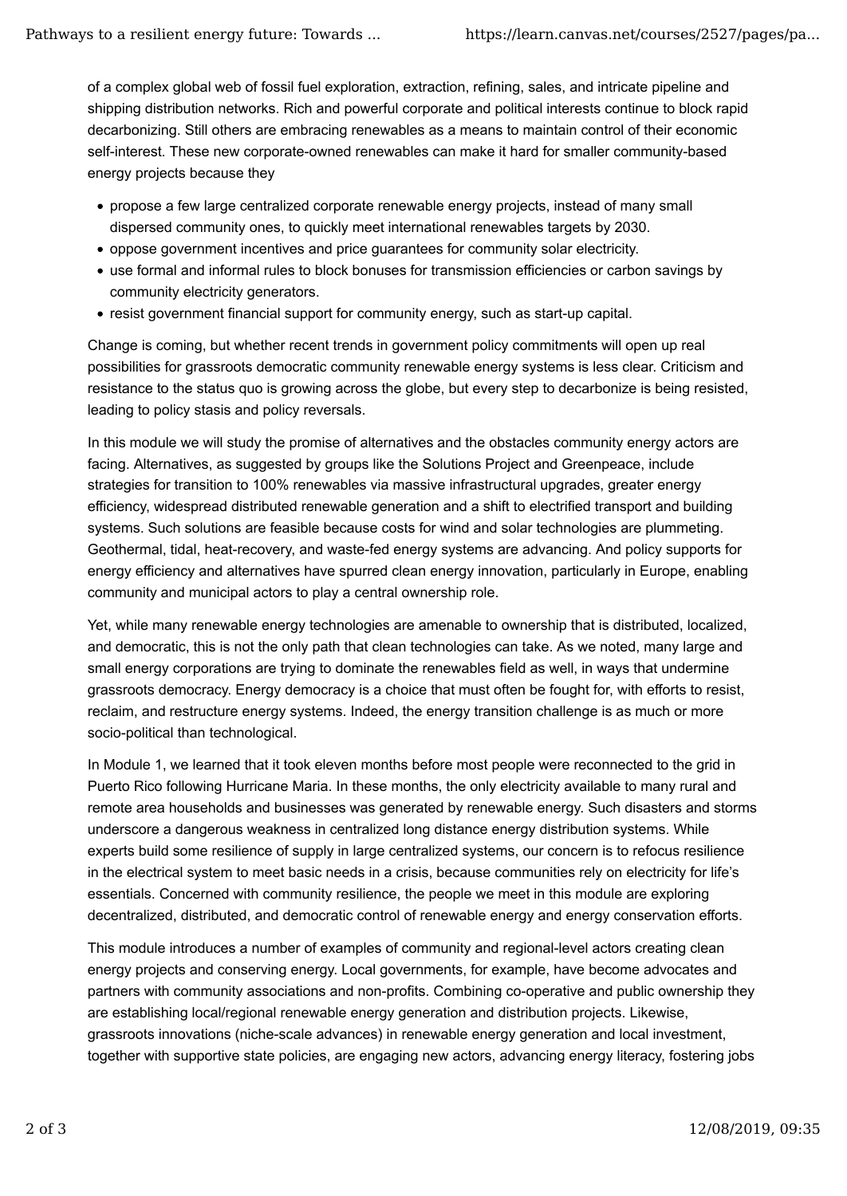of a complex global web of fossil fuel exploration, extraction, refining, sales, and intricate pipeline and shipping distribution networks. Rich and powerful corporate and political interests continue to block rapid decarbonizing. Still others are embracing renewables as a means to maintain control of their economic self-interest. These new corporate-owned renewables can make it hard for smaller community-based energy projects because they

- propose a few large centralized corporate renewable energy projects, instead of many small dispersed community ones, to quickly meet international renewables targets by 2030.
- oppose government incentives and price guarantees for community solar electricity.
- use formal and informal rules to block bonuses for transmission efficiencies or carbon savings by community electricity generators.
- resist government financial support for community energy, such as start-up capital.

Change is coming, but whether recent trends in government policy commitments will open up real possibilities for grassroots democratic community renewable energy systems is less clear. Criticism and resistance to the status quo is growing across the globe, but every step to decarbonize is being resisted, leading to policy stasis and policy reversals.

In this module we will study the promise of alternatives and the obstacles community energy actors are facing. Alternatives, as suggested by groups like the Solutions Project and Greenpeace, include strategies for transition to 100% renewables via massive infrastructural upgrades, greater energy efficiency, widespread distributed renewable generation and a shift to electrified transport and building systems. Such solutions are feasible because costs for wind and solar technologies are plummeting. Geothermal, tidal, heat-recovery, and waste-fed energy systems are advancing. And policy supports for energy efficiency and alternatives have spurred clean energy innovation, particularly in Europe, enabling community and municipal actors to play a central ownership role.

Yet, while many renewable energy technologies are amenable to ownership that is distributed, localized, and democratic, this is not the only path that clean technologies can take. As we noted, many large and small energy corporations are trying to dominate the renewables field as well, in ways that undermine grassroots democracy. Energy democracy is a choice that must often be fought for, with efforts to resist, reclaim, and restructure energy systems. Indeed, the energy transition challenge is as much or more socio-political than technological.

In Module 1, we learned that it took eleven months before most people were reconnected to the grid in Puerto Rico following Hurricane Maria. In these months, the only electricity available to many rural and remote area households and businesses was generated by renewable energy. Such disasters and storms underscore a dangerous weakness in centralized long distance energy distribution systems. While experts build some resilience of supply in large centralized systems, our concern is to refocus resilience in the electrical system to meet basic needs in a crisis, because communities rely on electricity for life's essentials. Concerned with community resilience, the people we meet in this module are exploring decentralized, distributed, and democratic control of renewable energy and energy conservation efforts.

This module introduces a number of examples of community and regional-level actors creating clean energy projects and conserving energy. Local governments, for example, have become advocates and partners with community associations and non-profits. Combining co-operative and public ownership they are establishing local/regional renewable energy generation and distribution projects. Likewise, grassroots innovations (niche-scale advances) in renewable energy generation and local investment, together with supportive state policies, are engaging new actors, advancing energy literacy, fostering jobs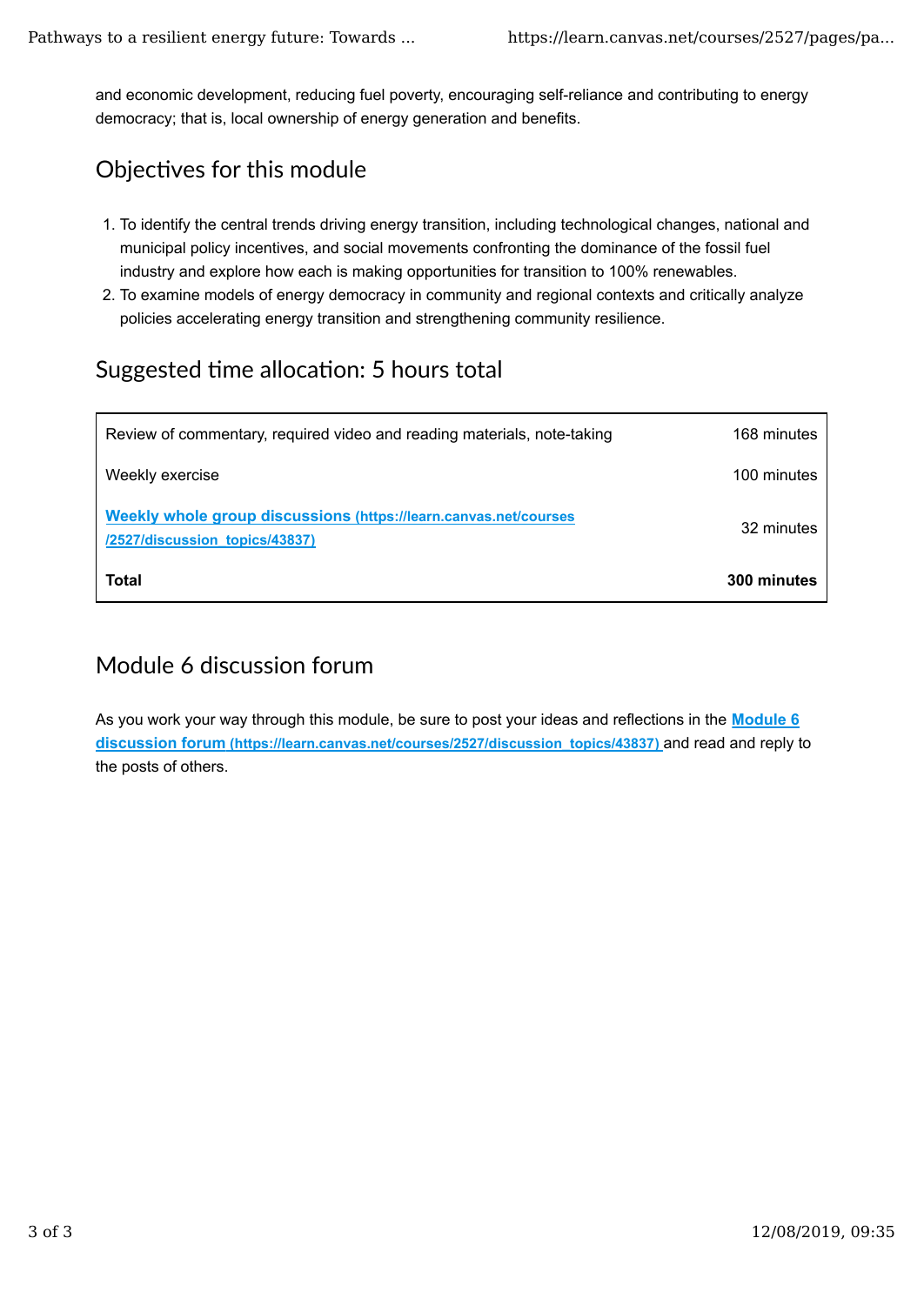and economic development, reducing fuel poverty, encouraging self-reliance and contributing to energy democracy; that is, local ownership of energy generation and benefits.

## Objectives for this module

1. To identify the central trends driving energy transition, including technological changes, national and municipal policy incentives, and social movements confronting the dominance of the fossil fuel industry and explore how each is making opportunities for transition to 100% renewables.
2. To examine models of energy democracy in community and regional contexts and critically analyze policies accelerating energy transition and strengthening community resilience.

## Suggested time allocation: 5 hours total

| | |
|---|---|
| Review of commentary, required video and reading materials, note-taking | 168 minutes |
| Weekly exercise | 100 minutes |
| **Weekly whole group discussions (https://learn.canvas.net/courses/2527/discussion_topics/43837)** | 32 minutes |
| **Total** | **300 minutes** |

## Module 6 discussion forum

As you work your way through this module, be sure to post your ideas and reflections in the **Module 6 discussion forum (https://learn.canvas.net/courses/2527/discussion_topics/43837)** and read and reply to the posts of others.